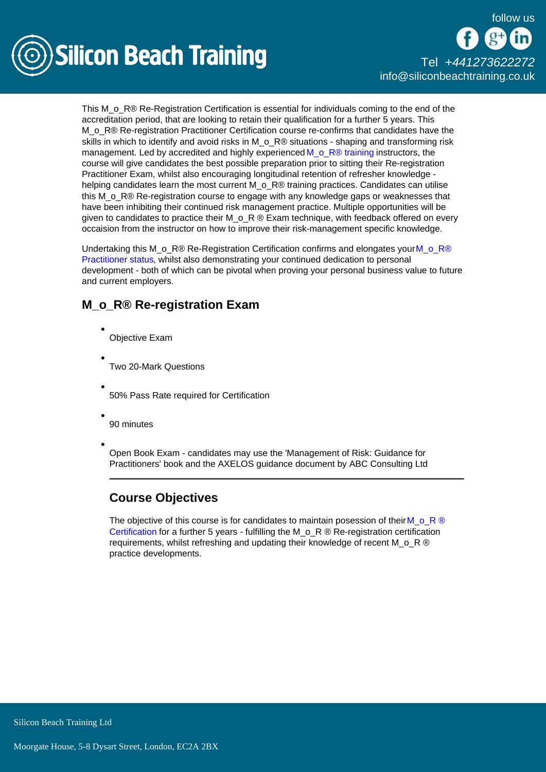This M_o_R® Re-Registration Certification is essential for individuals coming to the end of the accreditation period, that are looking to retain their qualification for a further 5 years. This M_o_R® Re-registration Practitioner Certification course re-confirms that candidates have the skills in which to identify and avoid risks in M_o_R® situations - shaping and transforming risk management. Led by accredited and highly experienced M_o_R® training instructors, the course will give candidates the best possible preparation prior to sitting their Re-registration Practitioner Exam, whilst also encouraging longitudinal retention of refresher knowledge - helping candidates learn the most current M_o_R® training practices. Candidates can utilise this M_o_R® Re-registration course to engage with any knowledge gaps or weaknesses that have been inhibiting their continued risk management practice. Multiple opportunities will be given to candidates to practice their M_o_R ® Exam technique, with feedback offered on every occaision from the instructor on how to improve their risk-management specific knowledge.

Undertaking this M_o_R® Re-Registration Certification confirms and elongates your M_o_R® Practitioner status, whilst also demonstrating your continued dedication to personal development - both of which can be pivotal when proving your personal business value to future and current employers.

## M_o_R® Re-registration Exam

- Objective Exam
- Two 20-Mark Questions
- 50% Pass Rate required for Certification
- 90 minutes
- Open Book Exam - candidates may use the 'Management of Risk: Guidance for Practitioners' book and the AXELOS guidance document by ABC Consulting Ltd

---

## Course Objectives

The objective of this course is for candidates to maintain posession of their M_o_R ® Certification for a further 5 years - fulfilling the M_o_R ® Re-registration certification requirements, whilst refreshing and updating their knowledge of recent M_o_R ® practice developments.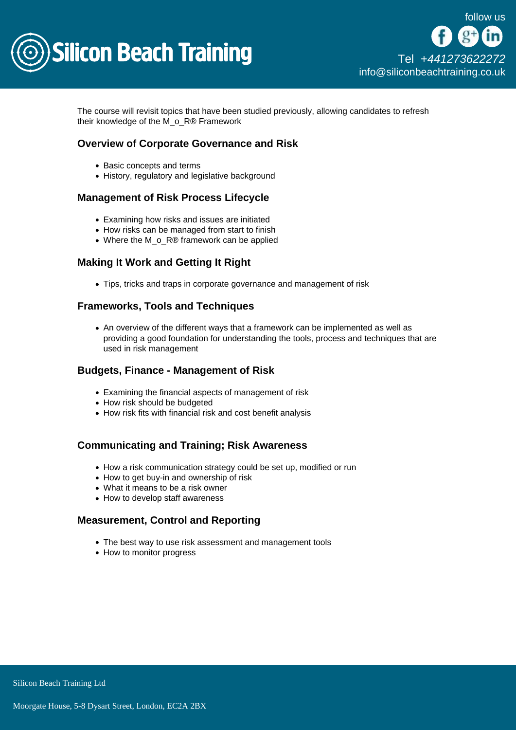The course will revisit topics that have been studied previously, allowing candidates to refresh their knowledge of the M_o_R® Framework

### Overview of Corporate Governance and Risk

- Basic concepts and terms
- History, regulatory and legislative background

### Management of Risk Process Lifecycle

- Examining how risks and issues are initiated
- How risks can be managed from start to finish
- Where the M_o_R® framework can be applied

### Making It Work and Getting It Right

- Tips, tricks and traps in corporate governance and management of risk

### Frameworks, Tools and Techniques

- An overview of the different ways that a framework can be implemented as well as providing a good foundation for understanding the tools, process and techniques that are used in risk management

### Budgets, Finance - Management of Risk

- Examining the financial aspects of management of risk
- How risk should be budgeted
- How risk fits with financial risk and cost benefit analysis

### Communicating and Training; Risk Awareness

- How a risk communication strategy could be set up, modified or run
- How to get buy-in and ownership of risk
- What it means to be a risk owner
- How to develop staff awareness

### Measurement, Control and Reporting

- The best way to use risk assessment and management tools
- How to monitor progress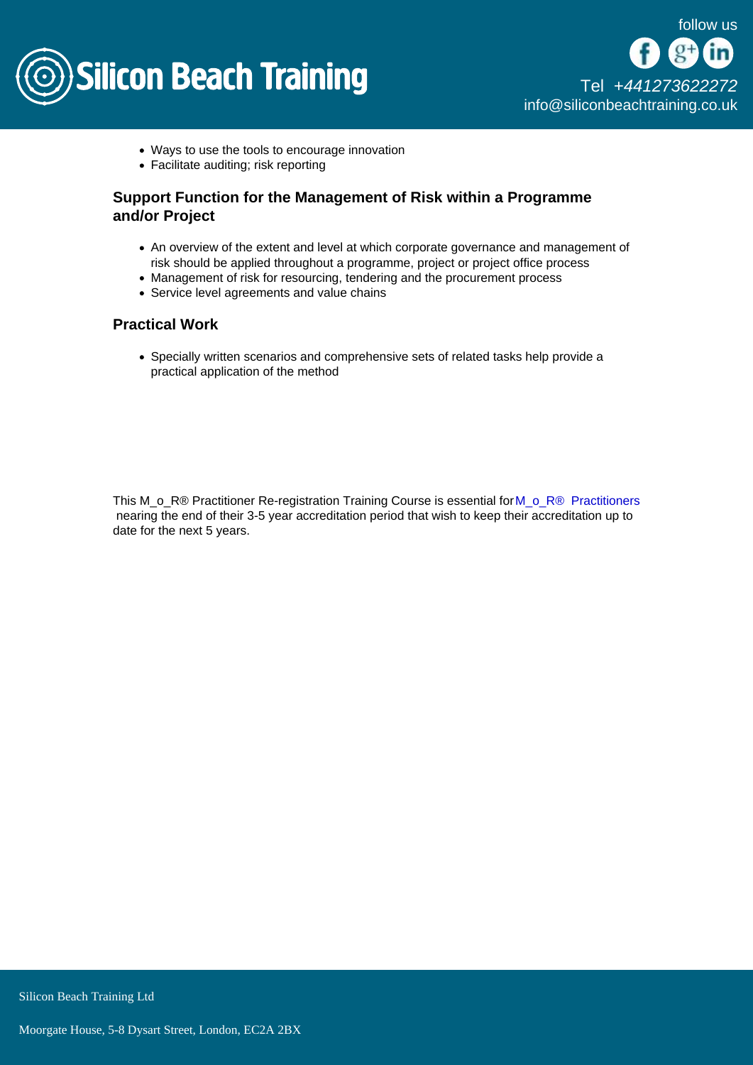- Ways to use the tools to encourage innovation
- Facilitate auditing; risk reporting

### Support Function for the Management of Risk within a Programme and/or Project

- An overview of the extent and level at which corporate governance and management of risk should be applied throughout a programme, project or project office process
- Management of risk for resourcing, tendering and the procurement process
- Service level agreements and value chains

### Practical Work

- Specially written scenarios and comprehensive sets of related tasks help provide a practical application of the method

This M_o_R® Practitioner Re-registration Training Course is essential for M_o_R® Practitioners nearing the end of their 3-5 year accreditation period that wish to keep their accreditation up to date for the next 5 years.